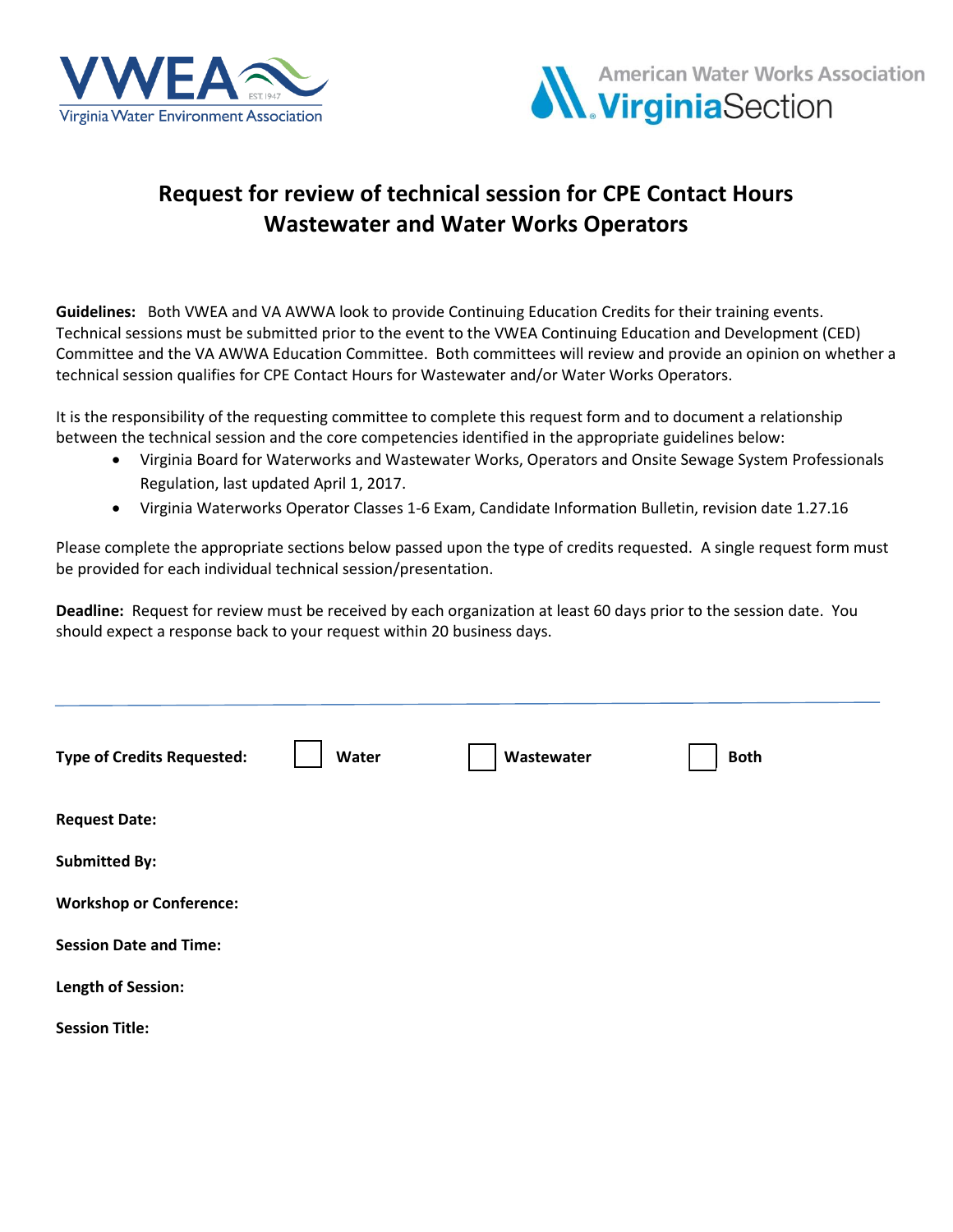VWEA
Virginia Water Environment Association

American Water Works Association
Virginia Section

# Request for review of technical session for CPE Contact Hours Wastewater and Water Works Operators

**Guidelines:** Both VWEA and VA AWWA look to provide Continuing Education Credits for their training events. Technical sessions must be submitted prior to the event to the VWEA Continuing Education and Development (CED) Committee and the VA AWWA Education Committee. Both committees will review and provide an opinion on whether a technical session qualifies for CPE Contact Hours for Wastewater and/or Water Works Operators.

It is the responsibility of the requesting committee to complete this request form and to document a relationship between the technical session and the core competencies identified in the appropriate guidelines below:

- Virginia Board for Waterworks and Wastewater Works, Operators and Onsite Sewage System Professionals Regulation, last updated April 1, 2017.
- Virginia Waterworks Operator Classes 1-6 Exam, Candidate Information Bulletin, revision date 1.27.16

Please complete the appropriate sections below passed upon the type of credits requested. A single request form must be provided for each individual technical session/presentation.

**Deadline:** Request for review must be received by each organization at least 60 days prior to the session date. You should expect a response back to your request within 20 business days.

---

**Type of Credits Requested:** ☐ **Water** ☐ **Wastewater** ☐ **Both**

**Request Date:**

**Submitted By:**

**Workshop or Conference:**

**Session Date and Time:**

**Length of Session:**

**Session Title:**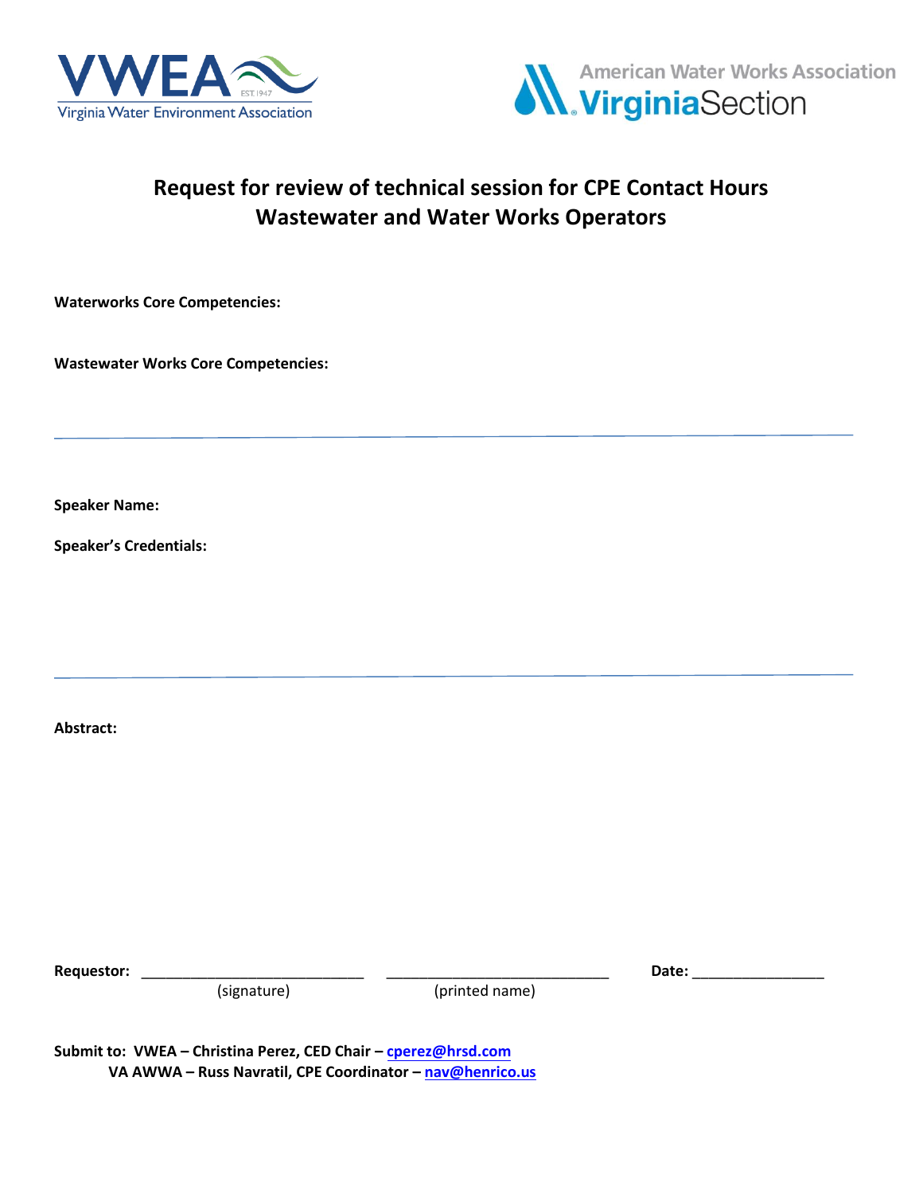VWEA EST. 1947 Virginia Water Environment Association

American Water Works Association Virginia Section

## Request for review of technical session for CPE Contact Hours
## Wastewater and Water Works Operators

**Waterworks Core Competencies:**

**Wastewater Works Core Competencies:**

---

**Speaker Name:**

**Speaker's Credentials:**

---

**Abstract:**

**Requestor:** ___________________________ ___________________________ **Date:** _______________

(signature) (printed name)

**Submit to: VWEA – Christina Perez, CED Chair – cperez@hrsd.com**
**VA AWWA – Russ Navratil, CPE Coordinator – nav@henrico.us**